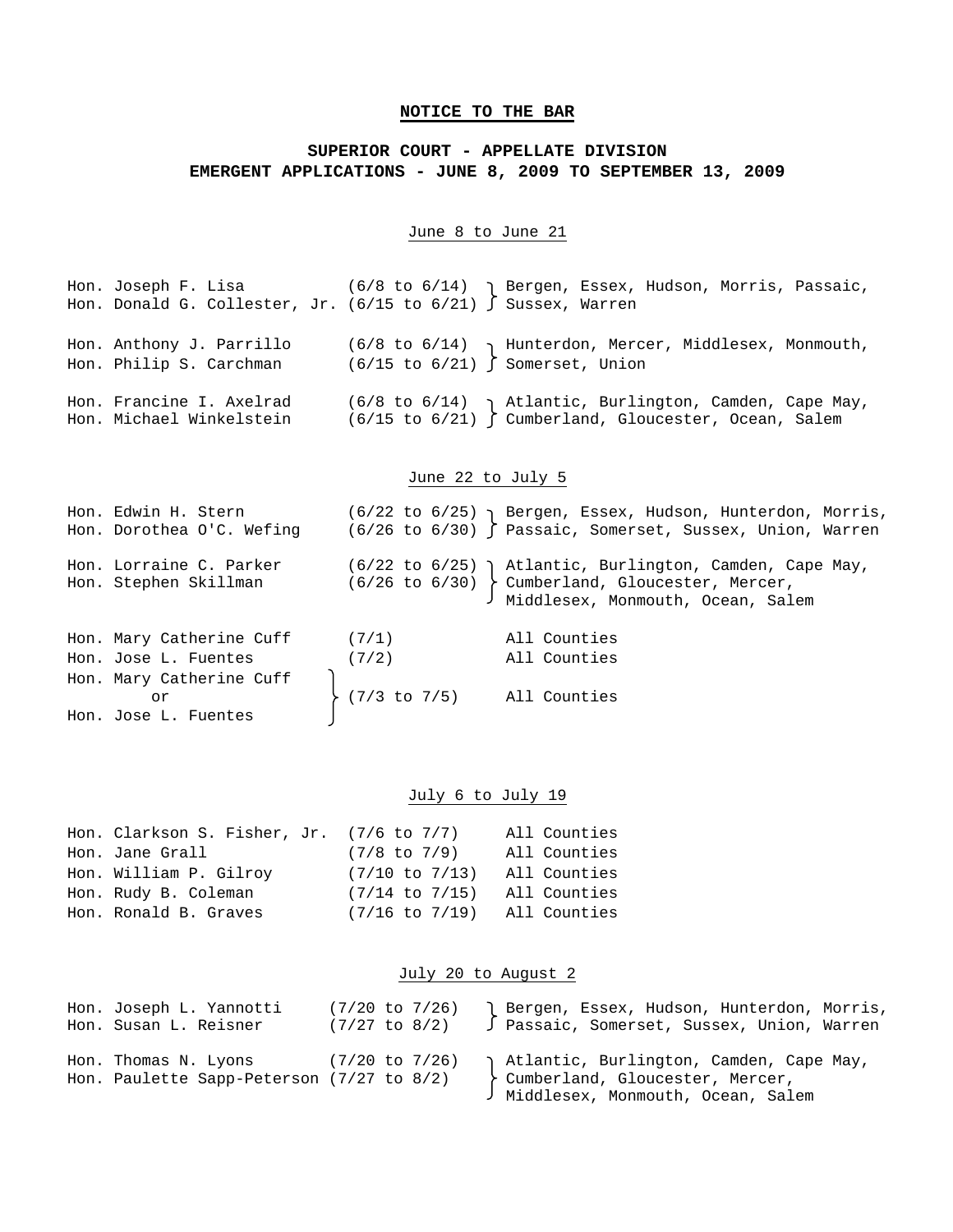**NOTICE TO THE BAR**

**SUPERIOR COURT - APPELLATE DIVISION**
**EMERGENT APPLICATIONS - JUNE 8, 2009 TO SEPTEMBER 13, 2009**

June 8 to June 21

| Judge | Dates | Counties |
|---|---|---|
| Hon. Joseph F. Lisa | (6/8 to 6/14) | Bergen, Essex, Hudson, Morris, Passaic, Sussex, Warren |
| Hon. Donald G. Collester, Jr. | (6/15 to 6/21) | |
| Hon. Anthony J. Parrillo | (6/8 to 6/14) | Hunterdon, Mercer, Middlesex, Monmouth, Somerset, Union |
| Hon. Philip S. Carchman | (6/15 to 6/21) | |
| Hon. Francine I. Axelrad | (6/8 to 6/14) | Atlantic, Burlington, Camden, Cape May, Cumberland, Gloucester, Ocean, Salem |
| Hon. Michael Winkelstein | (6/15 to 6/21) | |

June 22 to July 5

| Judge | Dates | Counties |
|---|---|---|
| Hon. Edwin H. Stern | (6/22 to 6/25) | Bergen, Essex, Hudson, Hunterdon, Morris, Passaic, Somerset, Sussex, Union, Warren |
| Hon. Dorothea O'C. Wefing | (6/26 to 6/30) | |
| Hon. Lorraine C. Parker | (6/22 to 6/25) | Atlantic, Burlington, Camden, Cape May, Cumberland, Gloucester, Mercer, Middlesex, Monmouth, Ocean, Salem |
| Hon. Stephen Skillman | (6/26 to 6/30) | |
| Hon. Mary Catherine Cuff | (7/1) | All Counties |
| Hon. Jose L. Fuentes | (7/2) | All Counties |
| Hon. Mary Catherine Cuff or Hon. Jose L. Fuentes | (7/3 to 7/5) | All Counties |

July 6 to July 19

| Judge | Dates | Counties |
|---|---|---|
| Hon. Clarkson S. Fisher, Jr. | (7/6 to 7/7) | All Counties |
| Hon. Jane Grall | (7/8 to 7/9) | All Counties |
| Hon. William P. Gilroy | (7/10 to 7/13) | All Counties |
| Hon. Rudy B. Coleman | (7/14 to 7/15) | All Counties |
| Hon. Ronald B. Graves | (7/16 to 7/19) | All Counties |

July 20 to August 2

| Judge | Dates | Counties |
|---|---|---|
| Hon. Joseph L. Yannotti | (7/20 to 7/26) | Bergen, Essex, Hudson, Hunterdon, Morris, Passaic, Somerset, Sussex, Union, Warren |
| Hon. Susan L. Reisner | (7/27 to 8/2) | |
| Hon. Thomas N. Lyons | (7/20 to 7/26) | Atlantic, Burlington, Camden, Cape May, Cumberland, Gloucester, Mercer, Middlesex, Monmouth, Ocean, Salem |
| Hon. Paulette Sapp-Peterson | (7/27 to 8/2) | |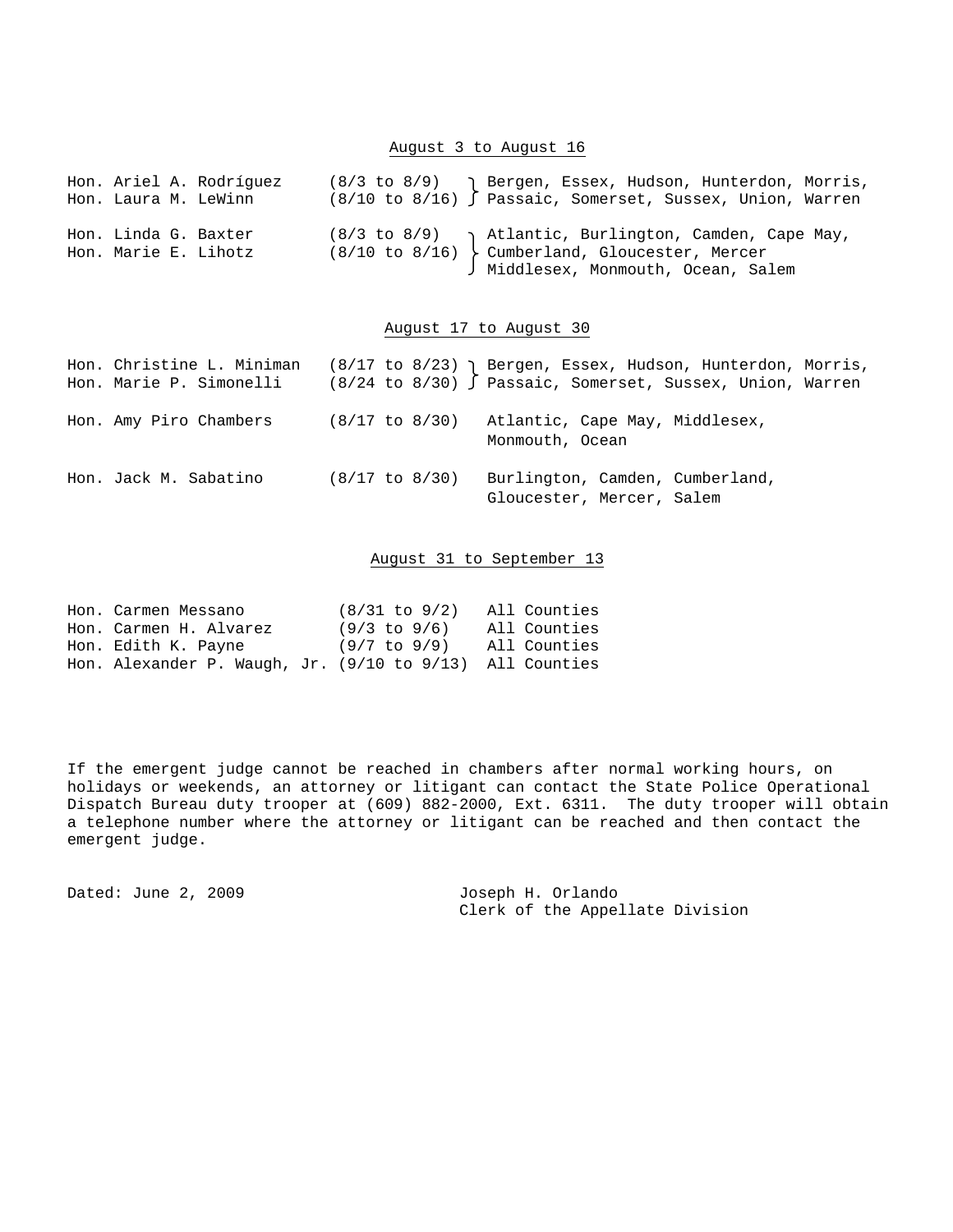August 3 to August 16

| | | |
|---|---|---|
| Hon. Ariel A. Rodríguez<br>Hon. Laura M. LeWinn | (8/3 to 8/9)<br>(8/10 to 8/16) | Bergen, Essex, Hudson, Hunterdon, Morris, Passaic, Somerset, Sussex, Union, Warren |
| Hon. Linda G. Baxter<br>Hon. Marie E. Lihotz | (8/3 to 8/9)<br>(8/10 to 8/16) | Atlantic, Burlington, Camden, Cape May, Cumberland, Gloucester, Mercer Middlesex, Monmouth, Ocean, Salem |

August 17 to August 30

| | | |
|---|---|---|
| Hon. Christine L. Miniman<br>Hon. Marie P. Simonelli | (8/17 to 8/23)<br>(8/24 to 8/30) | Bergen, Essex, Hudson, Hunterdon, Morris, Passaic, Somerset, Sussex, Union, Warren |
| Hon. Amy Piro Chambers | (8/17 to 8/30) | Atlantic, Cape May, Middlesex, Monmouth, Ocean |
| Hon. Jack M. Sabatino | (8/17 to 8/30) | Burlington, Camden, Cumberland, Gloucester, Mercer, Salem |

August 31 to September 13

| | | |
|---|---|---|
| Hon. Carmen Messano | (8/31 to 9/2) | All Counties |
| Hon. Carmen H. Alvarez | (9/3 to 9/6) | All Counties |
| Hon. Edith K. Payne | (9/7 to 9/9) | All Counties |
| Hon. Alexander P. Waugh, Jr. | (9/10 to 9/13) | All Counties |

If the emergent judge cannot be reached in chambers after normal working hours, on holidays or weekends, an attorney or litigant can contact the State Police Operational Dispatch Bureau duty trooper at (609) 882-2000, Ext. 6311. The duty trooper will obtain a telephone number where the attorney or litigant can be reached and then contact the emergent judge.

Dated: June 2, 2009

Joseph H. Orlando
Clerk of the Appellate Division